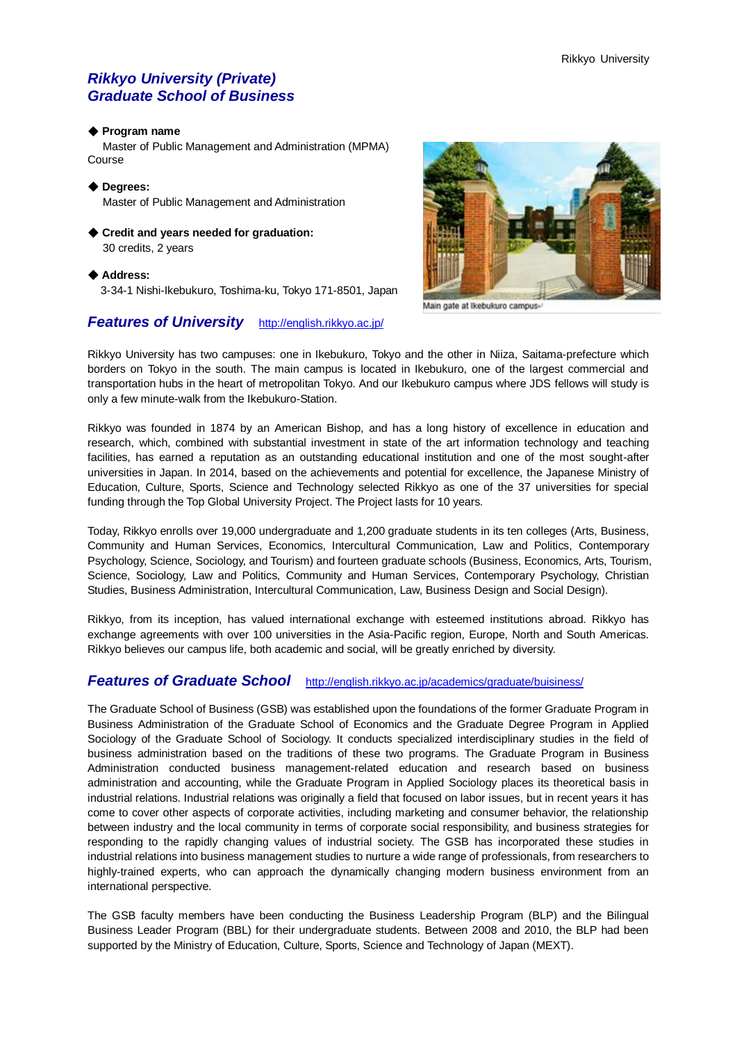# Rikkyo University (Private)
# Graduate School of Business

◆ **Program name**

Master of Public Management and Administration (MPMA) Course

◆ **Degrees:**

Master of Public Management and Administration

◆ **Credit and years needed for graduation:**

30 credits, 2 years

◆ **Address:**

3-34-1 Nishi-Ikebukuro, Toshima-ku, Tokyo 171-8501, Japan

Main gate at Ikebukuro campus

## Features of University http://english.rikkyo.ac.jp/

Rikkyo University has two campuses: one in Ikebukuro, Tokyo and the other in Niiza, Saitama-prefecture which borders on Tokyo in the south. The main campus is located in Ikebukuro, one of the largest commercial and transportation hubs in the heart of metropolitan Tokyo. And our Ikebukuro campus where JDS fellows will study is only a few minute-walk from the Ikebukuro-Station.

Rikkyo was founded in 1874 by an American Bishop, and has a long history of excellence in education and research, which, combined with substantial investment in state of the art information technology and teaching facilities, has earned a reputation as an outstanding educational institution and one of the most sought-after universities in Japan. In 2014, based on the achievements and potential for excellence, the Japanese Ministry of Education, Culture, Sports, Science and Technology selected Rikkyo as one of the 37 universities for special funding through the Top Global University Project. The Project lasts for 10 years.

Today, Rikkyo enrolls over 19,000 undergraduate and 1,200 graduate students in its ten colleges (Arts, Business, Community and Human Services, Economics, Intercultural Communication, Law and Politics, Contemporary Psychology, Science, Sociology, and Tourism) and fourteen graduate schools (Business, Economics, Arts, Tourism, Science, Sociology, Law and Politics, Community and Human Services, Contemporary Psychology, Christian Studies, Business Administration, Intercultural Communication, Law, Business Design and Social Design).

Rikkyo, from its inception, has valued international exchange with esteemed institutions abroad. Rikkyo has exchange agreements with over 100 universities in the Asia-Pacific region, Europe, North and South Americas. Rikkyo believes our campus life, both academic and social, will be greatly enriched by diversity.

## Features of Graduate School http://english.rikkyo.ac.jp/academics/graduate/buisiness/

The Graduate School of Business (GSB) was established upon the foundations of the former Graduate Program in Business Administration of the Graduate School of Economics and the Graduate Degree Program in Applied Sociology of the Graduate School of Sociology. It conducts specialized interdisciplinary studies in the field of business administration based on the traditions of these two programs. The Graduate Program in Business Administration conducted business management-related education and research based on business administration and accounting, while the Graduate Program in Applied Sociology places its theoretical basis in industrial relations. Industrial relations was originally a field that focused on labor issues, but in recent years it has come to cover other aspects of corporate activities, including marketing and consumer behavior, the relationship between industry and the local community in terms of corporate social responsibility, and business strategies for responding to the rapidly changing values of industrial society. The GSB has incorporated these studies in industrial relations into business management studies to nurture a wide range of professionals, from researchers to highly-trained experts, who can approach the dynamically changing modern business environment from an international perspective.

The GSB faculty members have been conducting the Business Leadership Program (BLP) and the Bilingual Business Leader Program (BBL) for their undergraduate students. Between 2008 and 2010, the BLP had been supported by the Ministry of Education, Culture, Sports, Science and Technology of Japan (MEXT).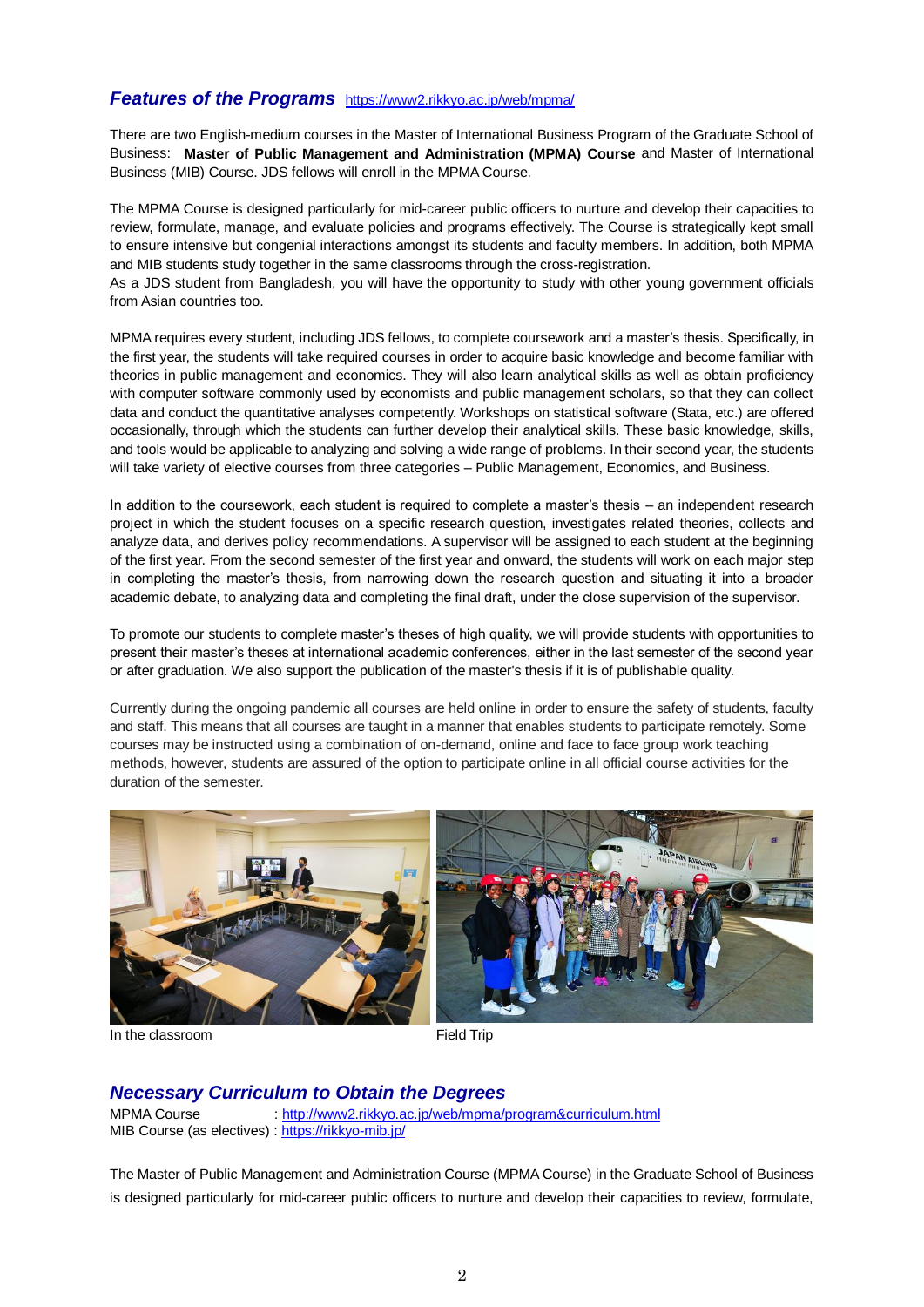## *Features of the Programs* https://www2.rikkyo.ac.jp/web/mpma/

There are two English-medium courses in the Master of International Business Program of the Graduate School of Business: **Master of Public Management and Administration (MPMA) Course** and Master of International Business (MIB) Course. JDS fellows will enroll in the MPMA Course.

The MPMA Course is designed particularly for mid-career public officers to nurture and develop their capacities to review, formulate, manage, and evaluate policies and programs effectively. The Course is strategically kept small to ensure intensive but congenial interactions amongst its students and faculty members. In addition, both MPMA and MIB students study together in the same classrooms through the cross-registration.
As a JDS student from Bangladesh, you will have the opportunity to study with other young government officials from Asian countries too.

MPMA requires every student, including JDS fellows, to complete coursework and a master's thesis. Specifically, in the first year, the students will take required courses in order to acquire basic knowledge and become familiar with theories in public management and economics. They will also learn analytical skills as well as obtain proficiency with computer software commonly used by economists and public management scholars, so that they can collect data and conduct the quantitative analyses competently. Workshops on statistical software (Stata, etc.) are offered occasionally, through which the students can further develop their analytical skills. These basic knowledge, skills, and tools would be applicable to analyzing and solving a wide range of problems. In their second year, the students will take variety of elective courses from three categories – Public Management, Economics, and Business.

In addition to the coursework, each student is required to complete a master's thesis – an independent research project in which the student focuses on a specific research question, investigates related theories, collects and analyze data, and derives policy recommendations. A supervisor will be assigned to each student at the beginning of the first year. From the second semester of the first year and onward, the students will work on each major step in completing the master's thesis, from narrowing down the research question and situating it into a broader academic debate, to analyzing data and completing the final draft, under the close supervision of the supervisor.

To promote our students to complete master's theses of high quality, we will provide students with opportunities to present their master's theses at international academic conferences, either in the last semester of the second year or after graduation. We also support the publication of the master's thesis if it is of publishable quality.

Currently during the ongoing pandemic all courses are held online in order to ensure the safety of students, faculty and staff. This means that all courses are taught in a manner that enables students to participate remotely. Some courses may be instructed using a combination of on-demand, online and face to face group work teaching methods, however, students are assured of the option to participate online in all official course activities for the duration of the semester.

In the classroom

Field Trip

## *Necessary Curriculum to Obtain the Degrees*

MPMA Course : http://www2.rikkyo.ac.jp/web/mpma/program&curriculum.html
MIB Course (as electives) : https://rikkyo-mib.jp/

The Master of Public Management and Administration Course (MPMA Course) in the Graduate School of Business is designed particularly for mid-career public officers to nurture and develop their capacities to review, formulate,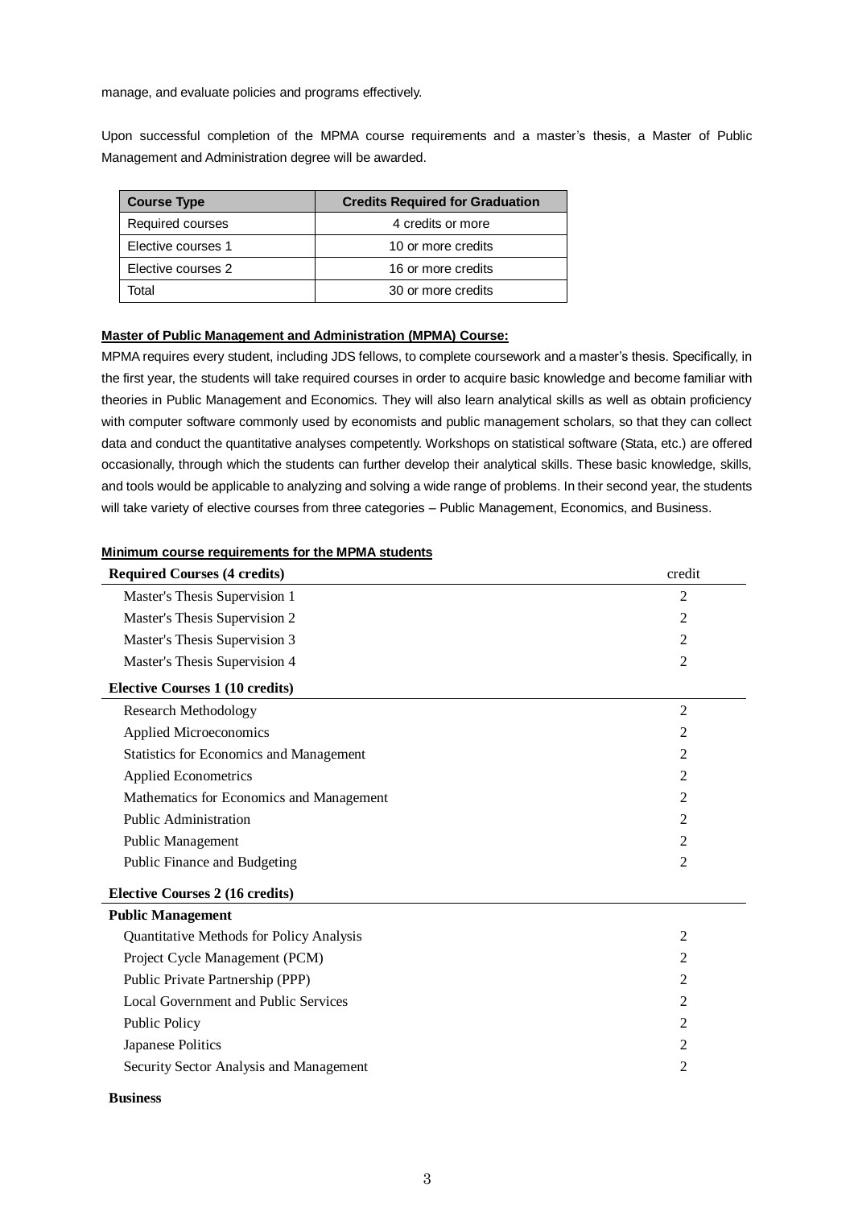manage, and evaluate policies and programs effectively.

Upon successful completion of the MPMA course requirements and a master's thesis, a Master of Public Management and Administration degree will be awarded.

| Course Type | Credits Required for Graduation |
|---|---|
| Required courses | 4 credits or more |
| Elective courses 1 | 10 or more credits |
| Elective courses 2 | 16 or more credits |
| Total | 30 or more credits |

**Master of Public Management and Administration (MPMA) Course:**

MPMA requires every student, including JDS fellows, to complete coursework and a master's thesis. Specifically, in the first year, the students will take required courses in order to acquire basic knowledge and become familiar with theories in Public Management and Economics. They will also learn analytical skills as well as obtain proficiency with computer software commonly used by economists and public management scholars, so that they can collect data and conduct the quantitative analyses competently. Workshops on statistical software (Stata, etc.) are offered occasionally, through which the students can further develop their analytical skills. These basic knowledge, skills, and tools would be applicable to analyzing and solving a wide range of problems. In their second year, the students will take variety of elective courses from three categories – Public Management, Economics, and Business.

**Minimum course requirements for the MPMA students**

| **Required Courses (4 credits)** | credit |
|---|---|
| Master's Thesis Supervision 1 | 2 |
| Master's Thesis Supervision 2 | 2 |
| Master's Thesis Supervision 3 | 2 |
| Master's Thesis Supervision 4 | 2 |
| **Elective Courses 1 (10 credits)** | |
| Research Methodology | 2 |
| Applied Microeconomics | 2 |
| Statistics for Economics and Management | 2 |
| Applied Econometrics | 2 |
| Mathematics for Economics and Management | 2 |
| Public Administration | 2 |
| Public Management | 2 |
| Public Finance and Budgeting | 2 |
| **Elective Courses 2 (16 credits)** | |
| **Public Management** | |
| Quantitative Methods for Policy Analysis | 2 |
| Project Cycle Management (PCM) | 2 |
| Public Private Partnership (PPP) | 2 |
| Local Government and Public Services | 2 |
| Public Policy | 2 |
| Japanese Politics | 2 |
| Security Sector Analysis and Management | 2 |
| **Business** | |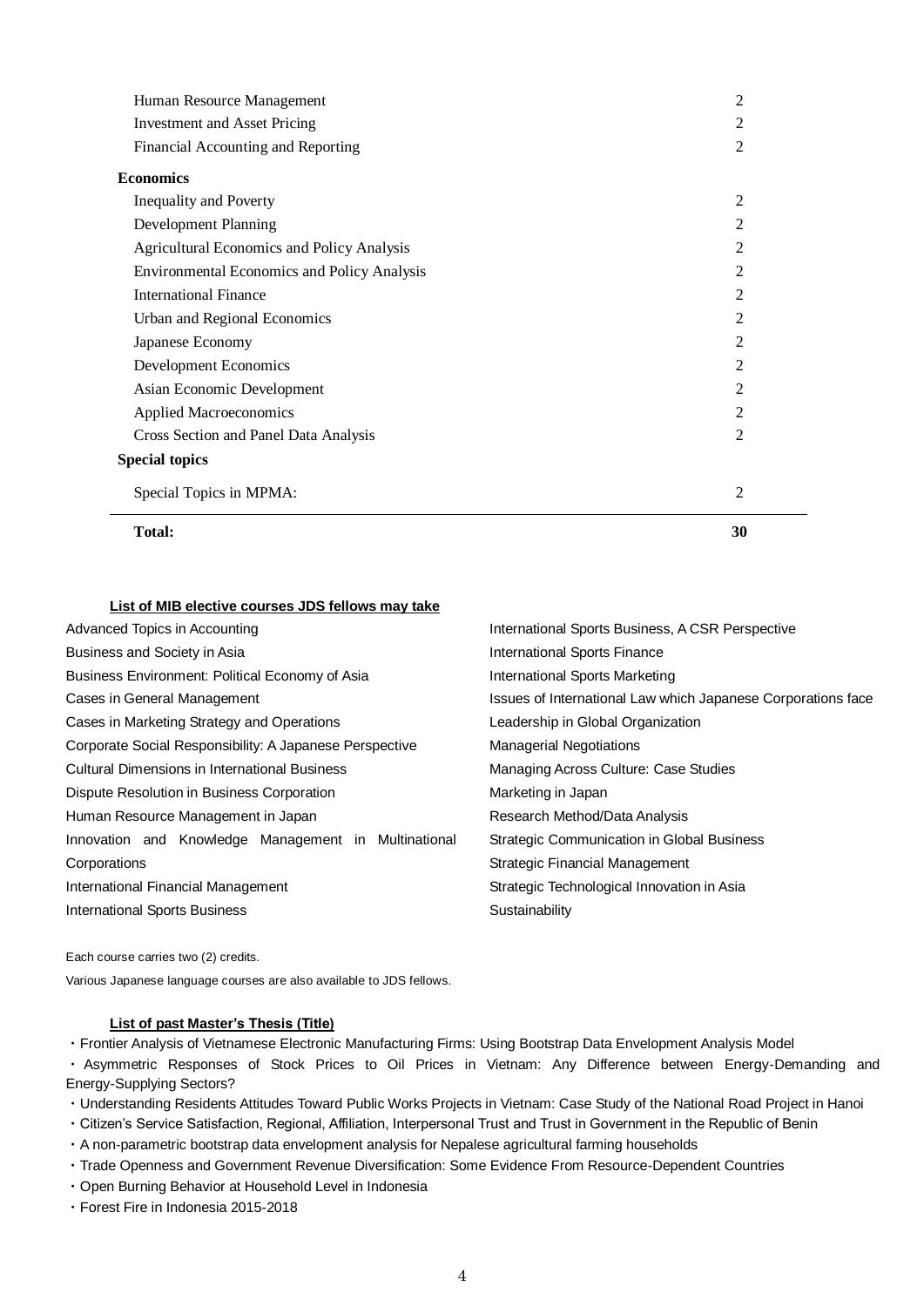| | |
|---|---|
| Human Resource Management | 2 |
| Investment and Asset Pricing | 2 |
| Financial Accounting and Reporting | 2 |
| **Economics** | |
| Inequality and Poverty | 2 |
| Development Planning | 2 |
| Agricultural Economics and Policy Analysis | 2 |
| Environmental Economics and Policy Analysis | 2 |
| International Finance | 2 |
| Urban and Regional Economics | 2 |
| Japanese Economy | 2 |
| Development Economics | 2 |
| Asian Economic Development | 2 |
| Applied Macroeconomics | 2 |
| Cross Section and Panel Data Analysis | 2 |
| **Special topics** | |
| Special Topics in MPMA: | 2 |
| **Total:** | **30** |

**List of MIB elective courses JDS fellows may take**

- Advanced Topics in Accounting
- Business and Society in Asia
- Business Environment: Political Economy of Asia
- Cases in General Management
- Cases in Marketing Strategy and Operations
- Corporate Social Responsibility: A Japanese Perspective
- Cultural Dimensions in International Business
- Dispute Resolution in Business Corporation
- Human Resource Management in Japan
- Innovation and Knowledge Management in Multinational Corporations
- International Financial Management
- International Sports Business
- International Sports Business, A CSR Perspective
- International Sports Finance
- International Sports Marketing
- Issues of International Law which Japanese Corporations face
- Leadership in Global Organization
- Managerial Negotiations
- Managing Across Culture: Case Studies
- Marketing in Japan
- Research Method/Data Analysis
- Strategic Communication in Global Business
- Strategic Financial Management
- Strategic Technological Innovation in Asia
- Sustainability

Each course carries two (2) credits.

Various Japanese language courses are also available to JDS fellows.

**List of past Master's Thesis (Title)**

- Frontier Analysis of Vietnamese Electronic Manufacturing Firms: Using Bootstrap Data Envelopment Analysis Model
- Asymmetric Responses of Stock Prices to Oil Prices in Vietnam: Any Difference between Energy-Demanding and Energy-Supplying Sectors?
- Understanding Residents Attitudes Toward Public Works Projects in Vietnam: Case Study of the National Road Project in Hanoi
- Citizen's Service Satisfaction, Regional, Affiliation, Interpersonal Trust and Trust in Government in the Republic of Benin
- A non-parametric bootstrap data envelopment analysis for Nepalese agricultural farming households
- Trade Openness and Government Revenue Diversification: Some Evidence From Resource-Dependent Countries
- Open Burning Behavior at Household Level in Indonesia
- Forest Fire in Indonesia 2015-2018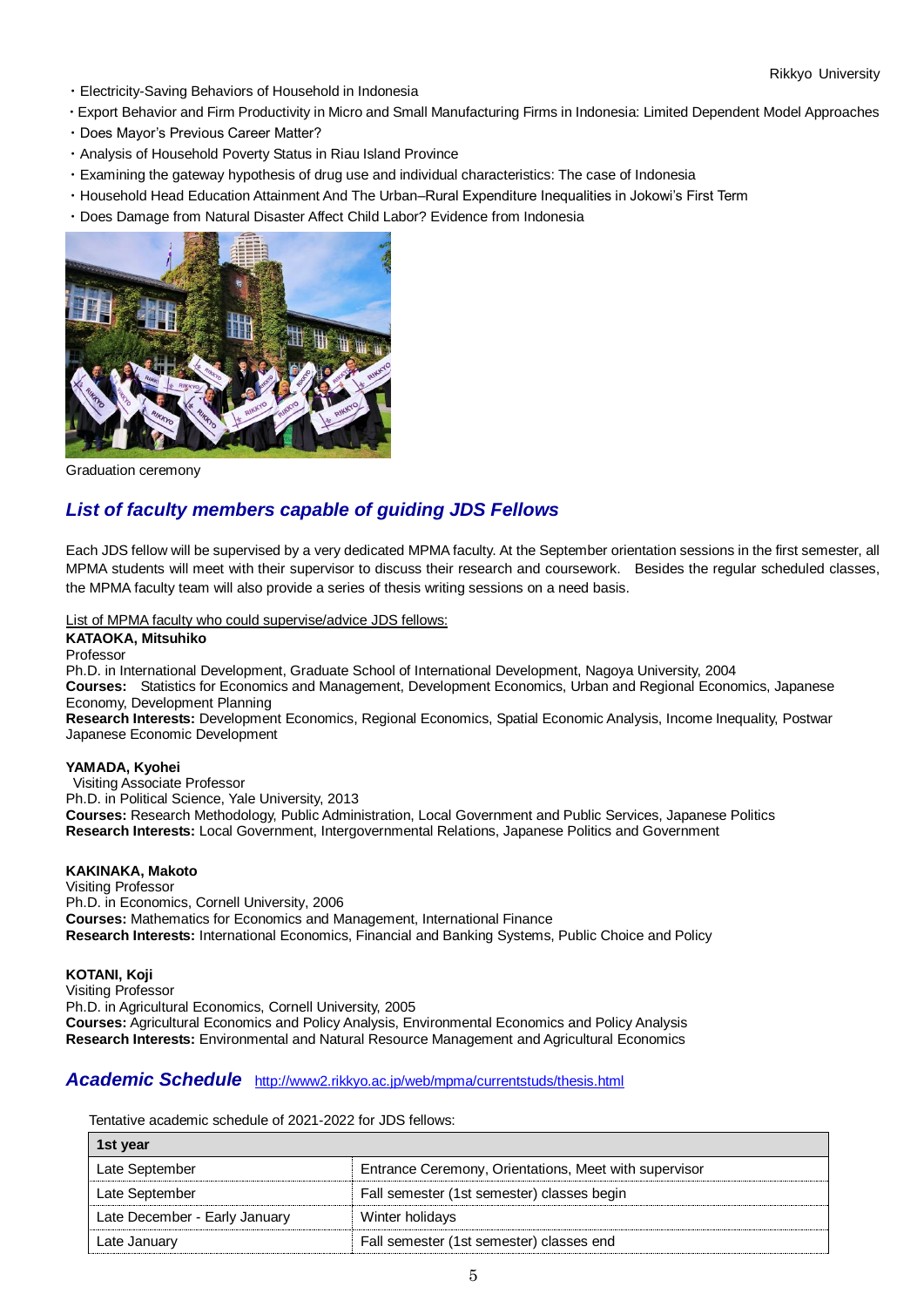- Electricity-Saving Behaviors of Household in Indonesia
- Export Behavior and Firm Productivity in Micro and Small Manufacturing Firms in Indonesia: Limited Dependent Model Approaches
- Does Mayor's Previous Career Matter?
- Analysis of Household Poverty Status in Riau Island Province
- Examining the gateway hypothesis of drug use and individual characteristics: The case of Indonesia
- Household Head Education Attainment And The Urban–Rural Expenditure Inequalities in Jokowi's First Term
- Does Damage from Natural Disaster Affect Child Labor? Evidence from Indonesia

Graduation ceremony

## *List of faculty members capable of guiding JDS Fellows*

Each JDS fellow will be supervised by a very dedicated MPMA faculty. At the September orientation sessions in the first semester, all MPMA students will meet with their supervisor to discuss their research and coursework. Besides the regular scheduled classes, the MPMA faculty team will also provide a series of thesis writing sessions on a need basis.

List of MPMA faculty who could supervise/advice JDS fellows:

**KATAOKA, Mitsuhiko**
Professor
Ph.D. in International Development, Graduate School of International Development, Nagoya University, 2004
**Courses:** Statistics for Economics and Management, Development Economics, Urban and Regional Economics, Japanese Economy, Development Planning
**Research Interests:** Development Economics, Regional Economics, Spatial Economic Analysis, Income Inequality, Postwar Japanese Economic Development

**YAMADA, Kyohei**
Visiting Associate Professor
Ph.D. in Political Science, Yale University, 2013
**Courses:** Research Methodology, Public Administration, Local Government and Public Services, Japanese Politics
**Research Interests:** Local Government, Intergovernmental Relations, Japanese Politics and Government

**KAKINAKA, Makoto**
Visiting Professor
Ph.D. in Economics, Cornell University, 2006
**Courses:** Mathematics for Economics and Management, International Finance
**Research Interests:** International Economics, Financial and Banking Systems, Public Choice and Policy

**KOTANI, Koji**
Visiting Professor
Ph.D. in Agricultural Economics, Cornell University, 2005
**Courses:** Agricultural Economics and Policy Analysis, Environmental Economics and Policy Analysis
**Research Interests:** Environmental and Natural Resource Management and Agricultural Economics

## *Academic Schedule* http://www2.rikkyo.ac.jp/web/mpma/currentstuds/thesis.html

Tentative academic schedule of 2021-2022 for JDS fellows:

| 1st year | |
|---|---|
| Late September | Entrance Ceremony, Orientations, Meet with supervisor |
| Late September | Fall semester (1st semester) classes begin |
| Late December - Early January | Winter holidays |
| Late January | Fall semester (1st semester) classes end |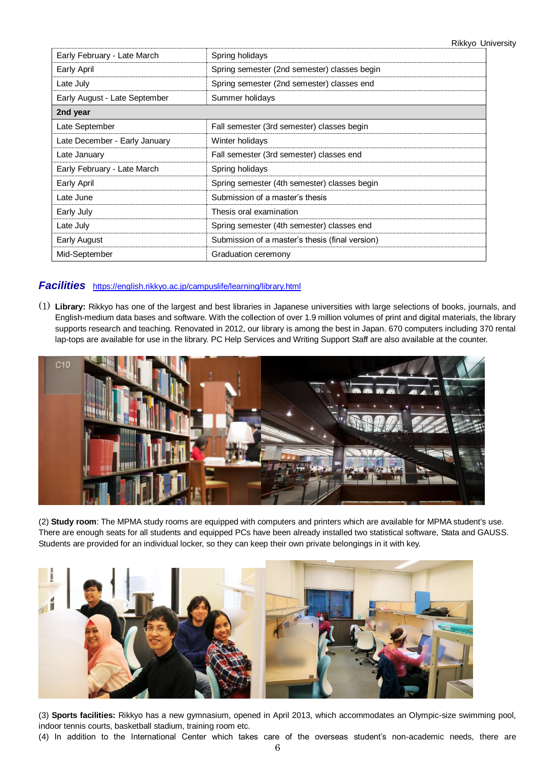| Early February - Late March | Spring holidays |
|---|---|
| Early April | Spring semester (2nd semester) classes begin |
| Late July | Spring semester (2nd semester) classes end |
| Early August - Late September | Summer holidays |
| **2nd year** | |
| Late September | Fall semester (3rd semester) classes begin |
| Late December - Early January | Winter holidays |
| Late January | Fall semester (3rd semester) classes end |
| Early February - Late March | Spring holidays |
| Early April | Spring semester (4th semester) classes begin |
| Late June | Submission of a master's thesis |
| Early July | Thesis oral examination |
| Late July | Spring semester (4th semester) classes end |
| Early August | Submission of a master's thesis (final version) |
| Mid-September | Graduation ceremony |

## ***Facilities*** https://english.rikkyo.ac.jp/campuslife/learning/library.html

(1) **Library:** Rikkyo has one of the largest and best libraries in Japanese universities with large selections of books, journals, and English-medium data bases and software. With the collection of over 1.9 million volumes of print and digital materials, the library supports research and teaching. Renovated in 2012, our library is among the best in Japan. 670 computers including 370 rental lap-tops are available for use in the library. PC Help Services and Writing Support Staff are also available at the counter.

(2) **Study room**: The MPMA study rooms are equipped with computers and printers which are available for MPMA student's use. There are enough seats for all students and equipped PCs have been already installed two statistical software, Stata and GAUSS. Students are provided for an individual locker, so they can keep their own private belongings in it with key.

(3) **Sports facilities:** Rikkyo has a new gymnasium, opened in April 2013, which accommodates an Olympic-size swimming pool, indoor tennis courts, basketball stadium, training room etc.

(4) In addition to the International Center which takes care of the overseas student's non-academic needs, there are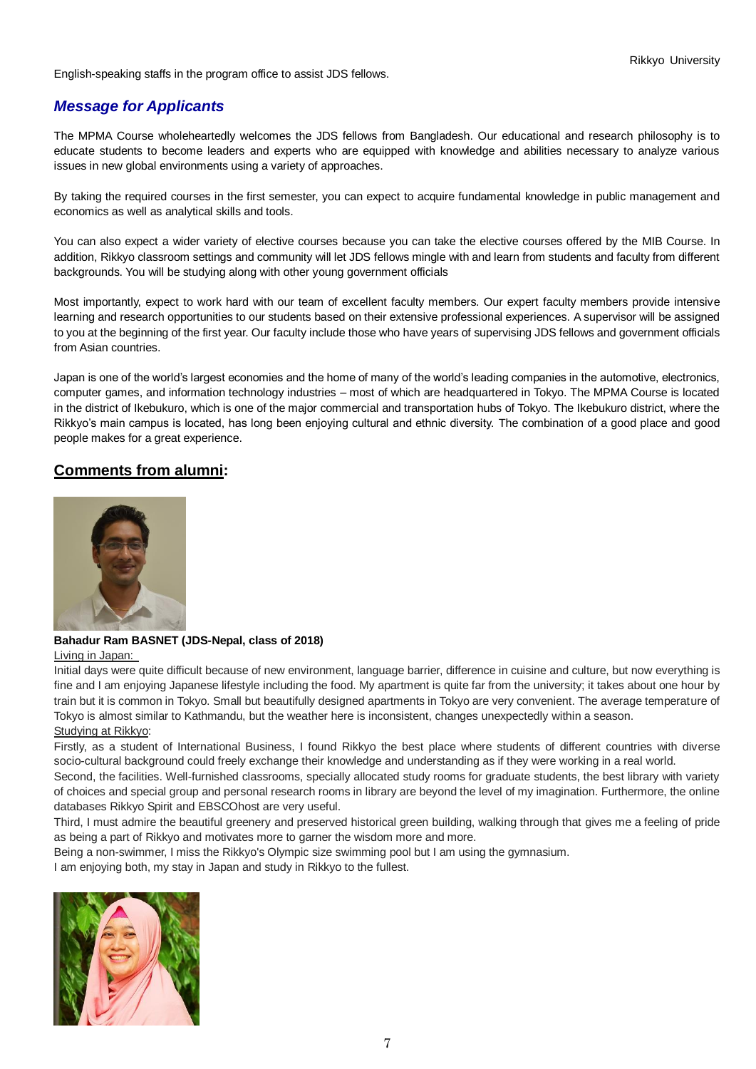English-speaking staffs in the program office to assist JDS fellows.

## *Message for Applicants*

The MPMA Course wholeheartedly welcomes the JDS fellows from Bangladesh. Our educational and research philosophy is to educate students to become leaders and experts who are equipped with knowledge and abilities necessary to analyze various issues in new global environments using a variety of approaches.

By taking the required courses in the first semester, you can expect to acquire fundamental knowledge in public management and economics as well as analytical skills and tools.

You can also expect a wider variety of elective courses because you can take the elective courses offered by the MIB Course. In addition, Rikkyo classroom settings and community will let JDS fellows mingle with and learn from students and faculty from different backgrounds. You will be studying along with other young government officials

Most importantly, expect to work hard with our team of excellent faculty members. Our expert faculty members provide intensive learning and research opportunities to our students based on their extensive professional experiences. A supervisor will be assigned to you at the beginning of the first year. Our faculty include those who have years of supervising JDS fellows and government officials from Asian countries.

Japan is one of the world's largest economies and the home of many of the world's leading companies in the automotive, electronics, computer games, and information technology industries – most of which are headquartered in Tokyo. The MPMA Course is located in the district of Ikebukuro, which is one of the major commercial and transportation hubs of Tokyo. The Ikebukuro district, where the Rikkyo's main campus is located, has long been enjoying cultural and ethnic diversity. The combination of a good place and good people makes for a great experience.

## Comments from alumni:

**Bahadur Ram BASNET (JDS-Nepal, class of 2018)**

Living in Japan:

Initial days were quite difficult because of new environment, language barrier, difference in cuisine and culture, but now everything is fine and I am enjoying Japanese lifestyle including the food. My apartment is quite far from the university; it takes about one hour by train but it is common in Tokyo. Small but beautifully designed apartments in Tokyo are very convenient. The average temperature of Tokyo is almost similar to Kathmandu, but the weather here is inconsistent, changes unexpectedly within a season.

Studying at Rikkyo:

Firstly, as a student of International Business, I found Rikkyo the best place where students of different countries with diverse socio-cultural background could freely exchange their knowledge and understanding as if they were working in a real world.

Second, the facilities. Well-furnished classrooms, specially allocated study rooms for graduate students, the best library with variety of choices and special group and personal research rooms in library are beyond the level of my imagination. Furthermore, the online databases Rikkyo Spirit and EBSCOhost are very useful.

Third, I must admire the beautiful greenery and preserved historical green building, walking through that gives me a feeling of pride as being a part of Rikkyo and motivates more to garner the wisdom more and more.

Being a non-swimmer, I miss the Rikkyo's Olympic size swimming pool but I am using the gymnasium.

I am enjoying both, my stay in Japan and study in Rikkyo to the fullest.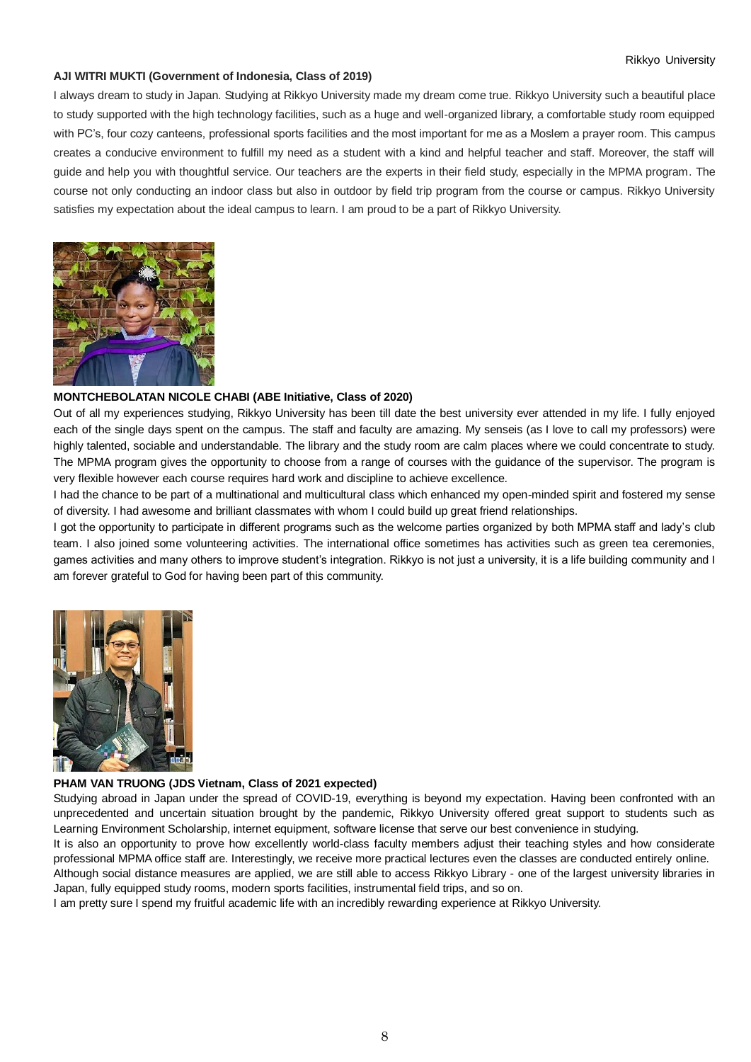**AJI WITRI MUKTI (Government of Indonesia, Class of 2019)**

I always dream to study in Japan. Studying at Rikkyo University made my dream come true. Rikkyo University such a beautiful place to study supported with the high technology facilities, such as a huge and well-organized library, a comfortable study room equipped with PC's, four cozy canteens, professional sports facilities and the most important for me as a Moslem a prayer room. This campus creates a conducive environment to fulfill my need as a student with a kind and helpful teacher and staff. Moreover, the staff will guide and help you with thoughtful service. Our teachers are the experts in their field study, especially in the MPMA program. The course not only conducting an indoor class but also in outdoor by field trip program from the course or campus. Rikkyo University satisfies my expectation about the ideal campus to learn. I am proud to be a part of Rikkyo University.

**MONTCHEBOLATAN NICOLE CHABI (ABE Initiative, Class of 2020)**

Out of all my experiences studying, Rikkyo University has been till date the best university ever attended in my life. I fully enjoyed each of the single days spent on the campus. The staff and faculty are amazing. My senseis (as I love to call my professors) were highly talented, sociable and understandable. The library and the study room are calm places where we could concentrate to study. The MPMA program gives the opportunity to choose from a range of courses with the guidance of the supervisor. The program is very flexible however each course requires hard work and discipline to achieve excellence.

I had the chance to be part of a multinational and multicultural class which enhanced my open-minded spirit and fostered my sense of diversity. I had awesome and brilliant classmates with whom I could build up great friend relationships.

I got the opportunity to participate in different programs such as the welcome parties organized by both MPMA staff and lady's club team. I also joined some volunteering activities. The international office sometimes has activities such as green tea ceremonies, games activities and many others to improve student's integration. Rikkyo is not just a university, it is a life building community and I am forever grateful to God for having been part of this community.

**PHAM VAN TRUONG (JDS Vietnam, Class of 2021 expected)**

Studying abroad in Japan under the spread of COVID-19, everything is beyond my expectation. Having been confronted with an unprecedented and uncertain situation brought by the pandemic, Rikkyo University offered great support to students such as Learning Environment Scholarship, internet equipment, software license that serve our best convenience in studying.

It is also an opportunity to prove how excellently world-class faculty members adjust their teaching styles and how considerate professional MPMA office staff are. Interestingly, we receive more practical lectures even the classes are conducted entirely online.

Although social distance measures are applied, we are still able to access Rikkyo Library - one of the largest university libraries in Japan, fully equipped study rooms, modern sports facilities, instrumental field trips, and so on.

I am pretty sure I spend my fruitful academic life with an incredibly rewarding experience at Rikkyo University.